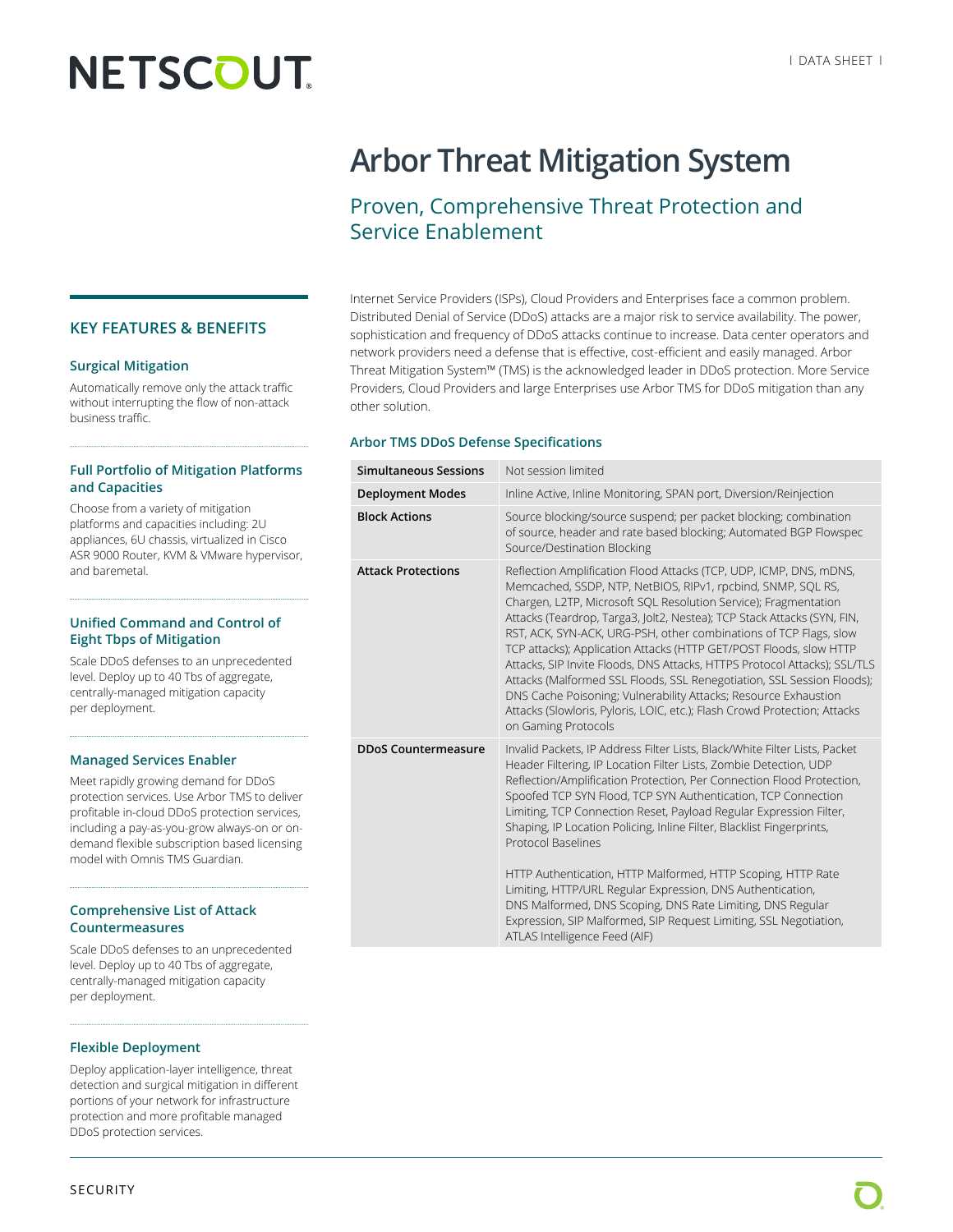# Arbor Threat Mitigation System

## Proven, Comprehensive Threat Protection and Service Enablement

Internet Service Providers (ISPs), Cloud Providers and Enterprises face a common problem. Distributed Denial of Service (DDoS) attacks are a major risk to service availability. The power, sophistication and frequency of DDoS attacks continue to increase. Data center operators and network providers need a defense that is effective, cost-efficient and easily managed. Arbor Threat Mitigation System™ (TMS) is the acknowledged leader in DDoS protection. More Service Providers, Cloud Providers and large Enterprises use Arbor TMS for DDoS mitigation than any other solution.

### Arbor TMS DDoS Defense Specifications

| | |
|---|---|
| **Simultaneous Sessions** | Not session limited |
| **Deployment Modes** | Inline Active, Inline Monitoring, SPAN port, Diversion/Reinjection |
| **Block Actions** | Source blocking/source suspend; per packet blocking; combination of source, header and rate based blocking; Automated BGP Flowspec Source/Destination Blocking |
| **Attack Protections** | Reflection Amplification Flood Attacks (TCP, UDP, ICMP, DNS, mDNS, Memcached, SSDP, NTP, NetBIOS, RIPv1, rpcbind, SNMP, SQL RS, Chargen, L2TP, Microsoft SQL Resolution Service); Fragmentation Attacks (Teardrop, Targa3, Jolt2, Nestea); TCP Stack Attacks (SYN, FIN, RST, ACK, SYN-ACK, URG-PSH, other combinations of TCP Flags, slow TCP attacks); Application Attacks (HTTP GET/POST Floods, slow HTTP Attacks, SIP Invite Floods, DNS Attacks, HTTPS Protocol Attacks); SSL/TLS Attacks (Malformed SSL Floods, SSL Renegotiation, SSL Session Floods); DNS Cache Poisoning; Vulnerability Attacks; Resource Exhaustion Attacks (Slowloris, Pyloris, LOIC, etc.); Flash Crowd Protection; Attacks on Gaming Protocols |
| **DDoS Countermeasure** | Invalid Packets, IP Address Filter Lists, Black/White Filter Lists, Packet Header Filtering, IP Location Filter Lists, Zombie Detection, UDP Reflection/Amplification Protection, Per Connection Flood Protection, Spoofed TCP SYN Flood, TCP SYN Authentication, TCP Connection Limiting, TCP Connection Reset, Payload Regular Expression Filter, Shaping, IP Location Policing, Inline Filter, Blacklist Fingerprints, Protocol Baselines<br><br>HTTP Authentication, HTTP Malformed, HTTP Scoping, HTTP Rate Limiting, HTTP/URL Regular Expression, DNS Authentication, DNS Malformed, DNS Scoping, DNS Rate Limiting, DNS Regular Expression, SIP Malformed, SIP Request Limiting, SSL Negotiation, ATLAS Intelligence Feed (AIF) |

## KEY FEATURES & BENEFITS

### Surgical Mitigation

Automatically remove only the attack traffic without interrupting the flow of non-attack business traffic.

### Full Portfolio of Mitigation Platforms and Capacities

Choose from a variety of mitigation platforms and capacities including: 2U appliances, 6U chassis, virtualized in Cisco ASR 9000 Router, KVM & VMware hypervisor, and baremetal.

### Unified Command and Control of Eight Tbps of Mitigation

Scale DDoS defenses to an unprecedented level. Deploy up to 40 Tbs of aggregate, centrally-managed mitigation capacity per deployment.

### Managed Services Enabler

Meet rapidly growing demand for DDoS protection services. Use Arbor TMS to deliver profitable in-cloud DDoS protection services, including a pay-as-you-grow always-on or on-demand flexible subscription based licensing model with Omnis TMS Guardian.

### Comprehensive List of Attack Countermeasures

Scale DDoS defenses to an unprecedented level. Deploy up to 40 Tbs of aggregate, centrally-managed mitigation capacity per deployment.

### Flexible Deployment

Deploy application-layer intelligence, threat detection and surgical mitigation in different portions of your network for infrastructure protection and more profitable managed DDoS protection services.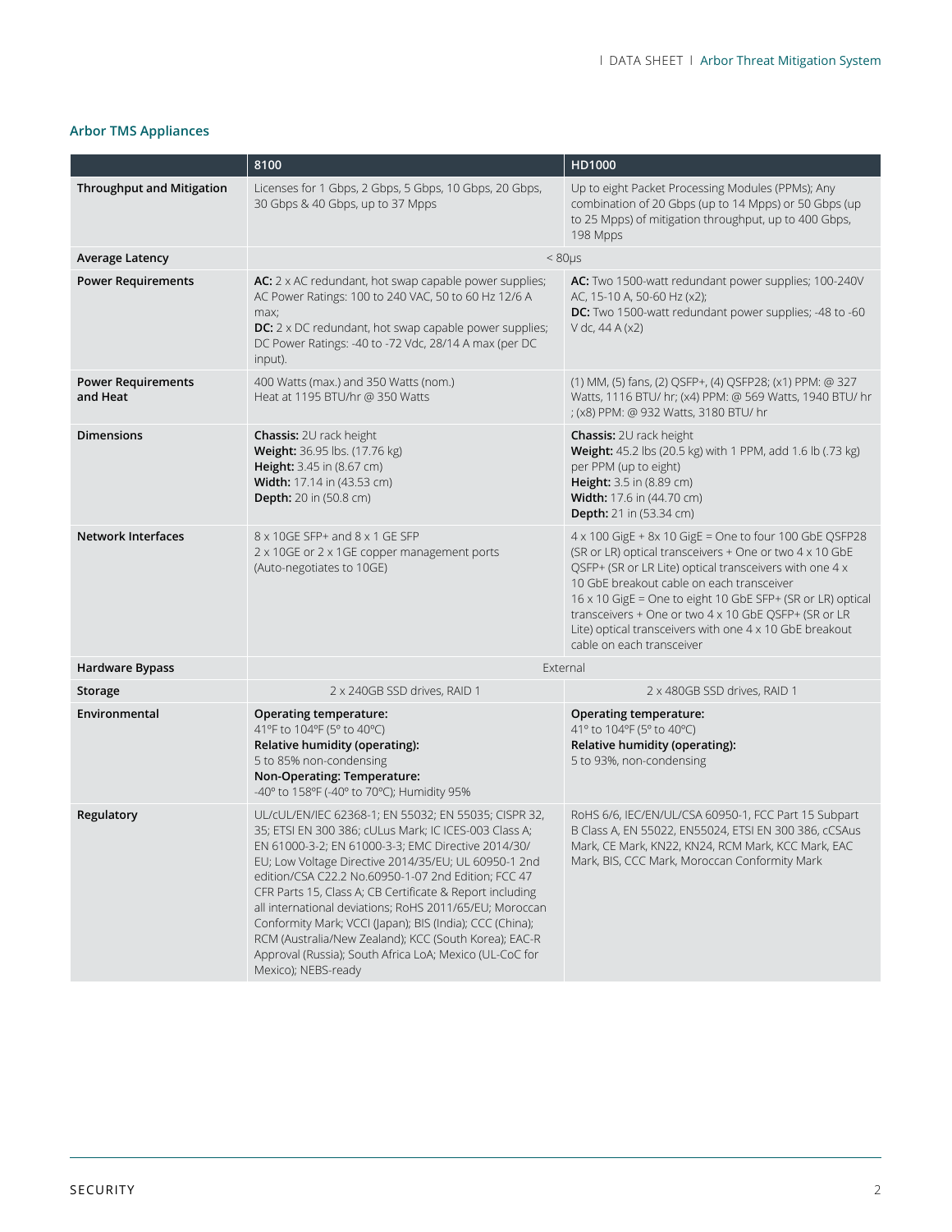## Arbor TMS Appliances

| | 8100 | HD1000 |
|---|---|---|
| **Throughput and Mitigation** | Licenses for 1 Gbps, 2 Gbps, 5 Gbps, 10 Gbps, 20 Gbps, 30 Gbps & 40 Gbps, up to 37 Mpps | Up to eight Packet Processing Modules (PPMs); Any combination of 20 Gbps (up to 14 Mpps) or 50 Gbps (up to 25 Mpps) of mitigation throughput, up to 400 Gbps, 198 Mpps |
| **Average Latency** | < 80µs | |
| **Power Requirements** | **AC:** 2 x AC redundant, hot swap capable power supplies; AC Power Ratings: 100 to 240 VAC, 50 to 60 Hz 12/6 A max;<br>**DC:** 2 x DC redundant, hot swap capable power supplies; DC Power Ratings: -40 to -72 Vdc, 28/14 A max (per DC input). | **AC:** Two 1500-watt redundant power supplies; 100-240V AC, 15-10 A, 50-60 Hz (x2);<br>**DC:** Two 1500-watt redundant power supplies; -48 to -60 V dc, 44 A (x2) |
| **Power Requirements and Heat** | 400 Watts (max.) and 350 Watts (nom.)<br>Heat at 1195 BTU/hr @ 350 Watts | (1) MM, (5) fans, (2) QSFP+, (4) QSFP28; (x1) PPM: @ 327 Watts, 1116 BTU/ hr; (x4) PPM: @ 569 Watts, 1940 BTU/ hr ; (x8) PPM: @ 932 Watts, 3180 BTU/ hr |
| **Dimensions** | **Chassis:** 2U rack height<br>**Weight:** 36.95 lbs. (17.76 kg)<br>**Height:** 3.45 in (8.67 cm)<br>**Width:** 17.14 in (43.53 cm)<br>**Depth:** 20 in (50.8 cm) | **Chassis:** 2U rack height<br>**Weight:** 45.2 lbs (20.5 kg) with 1 PPM, add 1.6 lb (.73 kg) per PPM (up to eight)<br>**Height:** 3.5 in (8.89 cm)<br>**Width:** 17.6 in (44.70 cm)<br>**Depth:** 21 in (53.34 cm) |
| **Network Interfaces** | 8 x 10GE SFP+ and 8 x 1 GE SFP<br>2 x 10GE or 2 x 1GE copper management ports (Auto-negotiates to 10GE) | 4 x 100 GigE + 8x 10 GigE = One to four 100 GbE QSFP28 (SR or LR) optical transceivers + One or two 4 x 10 GbE QSFP+ (SR or LR Lite) optical transceivers with one 4 x 10 GbE breakout cable on each transceiver<br>16 x 10 GigE = One to eight 10 GbE SFP+ (SR or LR) optical transceivers + One or two 4 x 10 GbE QSFP+ (SR or LR Lite) optical transceivers with one 4 x 10 GbE breakout cable on each transceiver |
| **Hardware Bypass** | External | |
| **Storage** | 2 x 240GB SSD drives, RAID 1 | 2 x 480GB SSD drives, RAID 1 |
| **Environmental** | **Operating temperature:**<br>41°F to 104°F (5° to 40°C)<br>**Relative humidity (operating):**<br>5 to 85% non-condensing<br>**Non-Operating: Temperature:**<br>-40° to 158°F (-40° to 70°C); Humidity 95% | **Operating temperature:**<br>41° to 104°F (5° to 40°C)<br>**Relative humidity (operating):**<br>5 to 93%, non-condensing |
| **Regulatory** | UL/cUL/EN/IEC 62368-1; EN 55032; EN 55035; CISPR 32, 35; ETSI EN 300 386; cULus Mark; IC ICES-003 Class A; EN 61000-3-2; EN 61000-3-3; EMC Directive 2014/30/EU; Low Voltage Directive 2014/35/EU; UL 60950-1 2nd edition/CSA C22.2 No.60950-1-07 2nd Edition; FCC 47 CFR Parts 15, Class A; CB Certificate & Report including all international deviations; RoHS 2011/65/EU; Moroccan Conformity Mark; VCCI (Japan); BIS (India); CCC (China); RCM (Australia/New Zealand); KCC (South Korea); EAC-R Approval (Russia); South Africa LoA; Mexico (UL-CoC for Mexico); NEBS-ready | RoHS 6/6, IEC/EN/UL/CSA 60950-1, FCC Part 15 Subpart B Class A, EN 55022, EN55024, ETSI EN 300 386, cCSAus Mark, CE Mark, KN22, KN24, RCM Mark, KCC Mark, EAC Mark, BIS, CCC Mark, Moroccan Conformity Mark |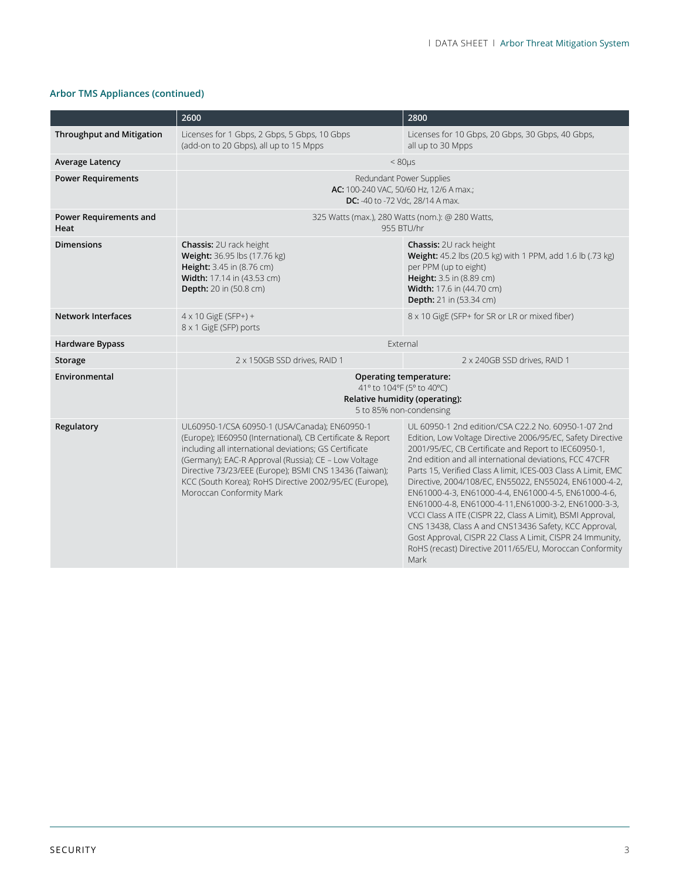## Arbor TMS Appliances (continued)

| | 2600 | 2800 |
|---|---|---|
| **Throughput and Mitigation** | Licenses for 1 Gbps, 2 Gbps, 5 Gbps, 10 Gbps (add-on to 20 Gbps), all up to 15 Mpps | Licenses for 10 Gbps, 20 Gbps, 30 Gbps, 40 Gbps, all up to 30 Mpps |
| **Average Latency** | < 80μs | |
| **Power Requirements** | Redundant Power Supplies<br>**AC:** 100-240 VAC, 50/60 Hz, 12/6 A max.;<br>**DC:** -40 to -72 Vdc, 28/14 A max. | |
| **Power Requirements and Heat** | 325 Watts (max.), 280 Watts (nom.): @ 280 Watts, 955 BTU/hr | |
| **Dimensions** | **Chassis:** 2U rack height<br>**Weight:** 36.95 lbs (17.76 kg)<br>**Height:** 3.45 in (8.76 cm)<br>**Width:** 17.14 in (43.53 cm)<br>**Depth:** 20 in (50.8 cm) | **Chassis:** 2U rack height<br>**Weight:** 45.2 lbs (20.5 kg) with 1 PPM, add 1.6 lb (.73 kg) per PPM (up to eight)<br>**Height:** 3.5 in (8.89 cm)<br>**Width:** 17.6 in (44.70 cm)<br>**Depth:** 21 in (53.34 cm) |
| **Network Interfaces** | 4 x 10 GigE (SFP+) +<br>8 x 1 GigE (SFP) ports | 8 x 10 GigE (SFP+ for SR or LR or mixed fiber) |
| **Hardware Bypass** | External | |
| **Storage** | 2 x 150GB SSD drives, RAID 1 | 2 x 240GB SSD drives, RAID 1 |
| **Environmental** | **Operating temperature:**<br>41° to 104°F (5° to 40°C)<br>**Relative humidity (operating):**<br>5 to 85% non-condensing | |
| **Regulatory** | UL60950-1/CSA 60950-1 (USA/Canada); EN60950-1 (Europe); IE60950 (International), CB Certificate & Report including all international deviations; GS Certificate (Germany); EAC-R Approval (Russia); CE – Low Voltage Directive 73/23/EEE (Europe); BSMI CNS 13436 (Taiwan); KCC (South Korea); RoHS Directive 2002/95/EC (Europe), Moroccan Conformity Mark | UL 60950-1 2nd edition/CSA C22.2 No. 60950-1-07 2nd Edition, Low Voltage Directive 2006/95/EC, Safety Directive 2001/95/EC, CB Certificate and Report to IEC60950-1, 2nd edition and all international deviations, FCC 47CFR Parts 15, Verified Class A limit, ICES-003 Class A Limit, EMC Directive, 2004/108/EC, EN55022, EN55024, EN61000-4-2, EN61000-4-3, EN61000-4-4, EN61000-4-5, EN61000-4-6, EN61000-4-8, EN61000-4-11,EN61000-3-2, EN61000-3-3, VCCI Class A ITE (CISPR 22, Class A Limit), BSMI Approval, CNS 13438, Class A and CNS13436 Safety, KCC Approval, Gost Approval, CISPR 22 Class A Limit, CISPR 24 Immunity, RoHS (recast) Directive 2011/65/EU, Moroccan Conformity Mark |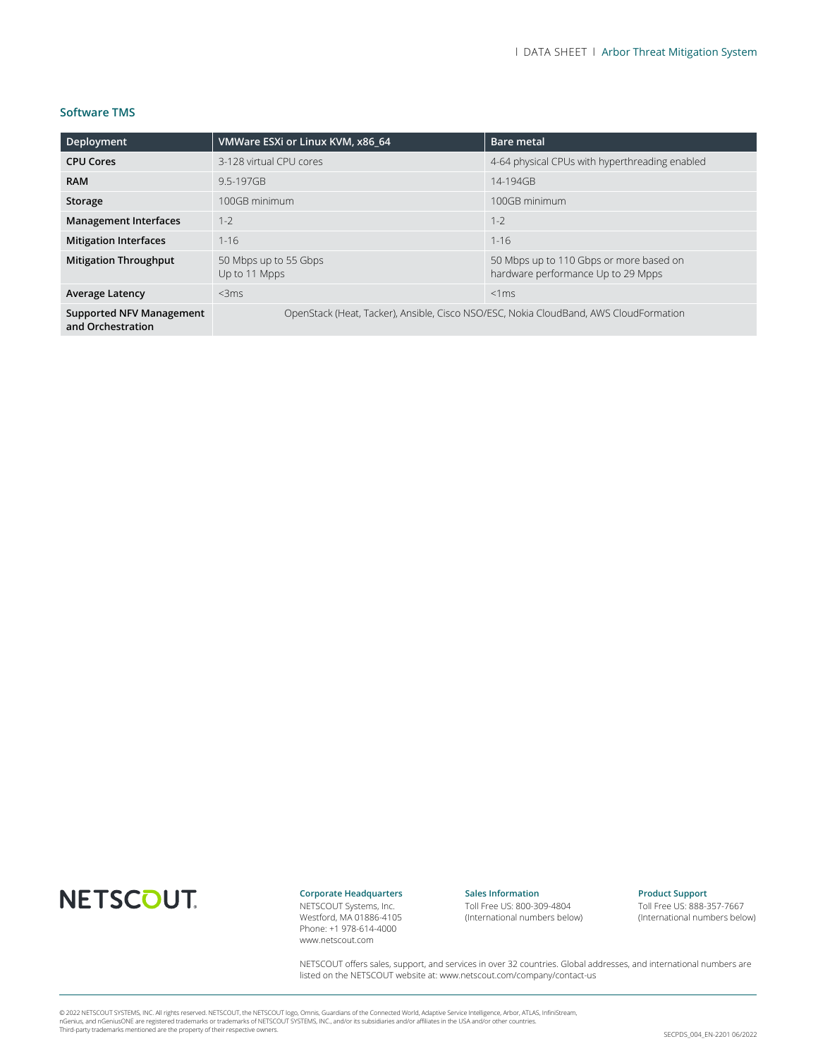### Software TMS

| Deployment | VMWare ESXi or Linux KVM, x86_64 | Bare metal |
|---|---|---|
| **CPU Cores** | 3-128 virtual CPU cores | 4-64 physical CPUs with hyperthreading enabled |
| **RAM** | 9.5-197GB | 14-194GB |
| **Storage** | 100GB minimum | 100GB minimum |
| **Management Interfaces** | 1-2 | 1-2 |
| **Mitigation Interfaces** | 1-16 | 1-16 |
| **Mitigation Throughput** | 50 Mbps up to 55 Gbps<br>Up to 11 Mpps | 50 Mbps up to 110 Gbps or more based on hardware performance Up to 29 Mpps |
| **Average Latency** | <3ms | <1ms |
| **Supported NFV Management and Orchestration** | OpenStack (Heat, Tacker), Ansible, Cisco NSO/ESC, Nokia CloudBand, AWS CloudFormation | |

NETSCOUT

**Corporate Headquarters**
NETSCOUT Systems, Inc.
Westford, MA 01886-4105
Phone: +1 978-614-4000
www.netscout.com

**Sales Information**
Toll Free US: 800-309-4804
(International numbers below)

**Product Support**
Toll Free US: 888-357-7667
(International numbers below)

NETSCOUT offers sales, support, and services in over 32 countries. Global addresses, and international numbers are listed on the NETSCOUT website at: www.netscout.com/company/contact-us

© 2022 NETSCOUT SYSTEMS, INC. All rights reserved. NETSCOUT, the NETSCOUT logo, Omnis, Guardians of the Connected World, Adaptive Service Intelligence, Arbor, ATLAS, InfiniStream, nGenius, and nGeniusONE are registered trademarks or trademarks of NETSCOUT SYSTEMS, INC., and/or its subsidiaries and/or affiliates in the USA and/or other countries. Third-party trademarks mentioned are the property of their respective owners.

SECPDS_004_EN-2201 06/2022